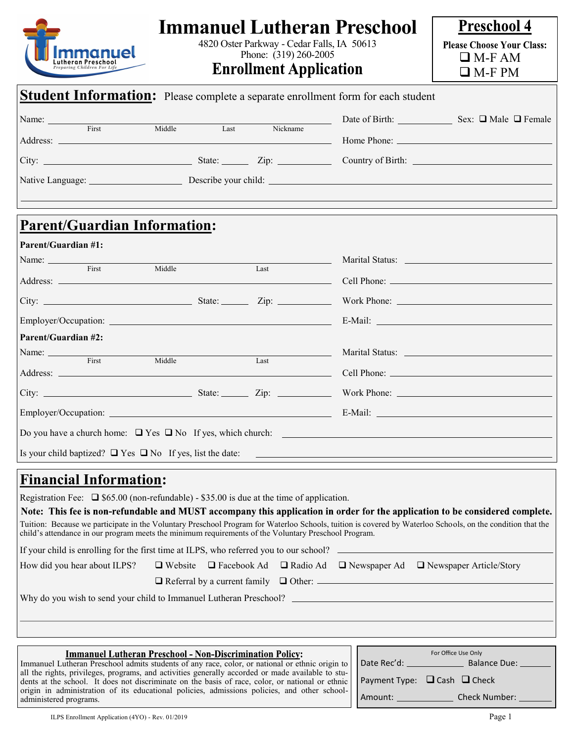# Immanuel Lutheran Preschool

4820 Oster Parkway - Cedar Falls, IA 50613
Phone: (319) 260-2005

## Enrollment Application

**Preschool 4**

**Please Choose Your Class:**

- ❑ M-F AM
- ❑ M-F PM

## Student Information: Please complete a separate enrollment form for each student

Name: ______________________ (First / Middle / Last / Nickname)   Date of Birth: __________   Sex: ❑ Male ❑ Female

Address: ______________________   Home Phone: ______________________

City: ______________ State: ______ Zip: __________   Country of Birth: ______________________

Native Language: ______________ Describe your child: ______________________

## Parent/Guardian Information:

**Parent/Guardian #1:**

Name: ______________________ (First / Middle / Last)   Marital Status: ______________________

Address: ______________________   Cell Phone: ______________________

City: ______________ State: ______ Zip: __________   Work Phone: ______________________

Employer/Occupation: ______________________   E-Mail: ______________________

**Parent/Guardian #2:**

Name: ______________________ (First / Middle / Last)   Marital Status: ______________________

Address: ______________________   Cell Phone: ______________________

City: ______________ State: ______ Zip: __________   Work Phone: ______________________

Employer/Occupation: ______________________   E-Mail: ______________________

Do you have a church home: ❑ Yes ❑ No If yes, which church: ______________________

Is your child baptized? ❑ Yes ❑ No If yes, list the date: ______________________

## Financial Information:

Registration Fee: ❑ $65.00 (non-refundable) - $35.00 is due at the time of application.

**Note: This fee is non-refundable and MUST accompany this application in order for the application to be considered complete.**

Tuition: Because we participate in the Voluntary Preschool Program for Waterloo Schools, tuition is covered by Waterloo Schools, on the condition that the child's attendance in our program meets the minimum requirements of the Voluntary Preschool Program.

If your child is enrolling for the first time at ILPS, who referred you to our school? ______________________

How did you hear about ILPS? ❑ Website ❑ Facebook Ad ❑ Radio Ad ❑ Newspaper Ad ❑ Newspaper Article/Story ❑ Referral by a current family ❑ Other: ______________________

Why do you wish to send your child to Immanuel Lutheran Preschool? ______________________

**Immanuel Lutheran Preschool - Non-Discrimination Policy:**

Immanuel Lutheran Preschool admits students of any race, color, or national or ethnic origin to all the rights, privileges, programs, and activities generally accorded or made available to students at the school. It does not discriminate on the basis of race, color, or national or ethnic origin in administration of its educational policies, admissions policies, and other school-administered programs.

For Office Use Only

Date Rec'd: __________ Balance Due: __________

Payment Type: ❑ Cash ❑ Check

Amount: __________ Check Number: __________

ILPS Enrollment Application (4YO) - Rev. 01/2019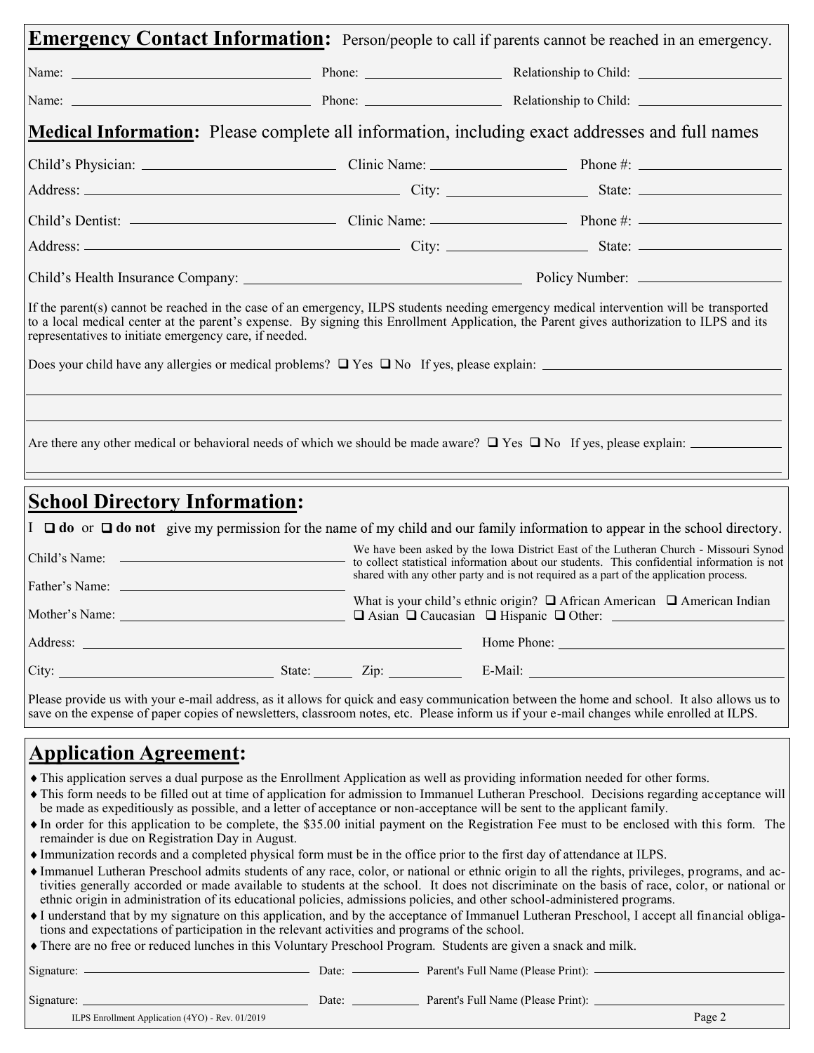## **Emergency Contact Information:** Person/people to call if parents cannot be reached in an emergency.

Name: ______________________ Phone: ______________ Relationship to Child: ______________

Name: ______________________ Phone: ______________ Relationship to Child: ______________

## **Medical Information:** Please complete all information, including exact addresses and full names

Child's Physician: ______________________ Clinic Name: ______________ Phone #: ______________

Address: ______________________________ City: ______________ State: ______________

Child's Dentist: ______________________ Clinic Name: ______________ Phone #: ______________

Address: ______________________________ City: ______________ State: ______________

Child's Health Insurance Company: ______________________________ Policy Number: ______________

If the parent(s) cannot be reached in the case of an emergency, ILPS students needing emergency medical intervention will be transported to a local medical center at the parent's expense. By signing this Enrollment Application, the Parent gives authorization to ILPS and its representatives to initiate emergency care, if needed.

Does your child have any allergies or medical problems? ❑ Yes ❑ No If yes, please explain: ______________

Are there any other medical or behavioral needs of which we should be made aware? ❑ Yes ❑ No If yes, please explain: ______________

## **School Directory Information:**

I ❑ **do** or ❑ **do not** give my permission for the name of my child and our family information to appear in the school directory.

Child's Name: ______________________

Father's Name: ______________________

Mother's Name: ______________________

We have been asked by the Iowa District East of the Lutheran Church - Missouri Synod to collect statistical information about our students. This confidential information is not shared with any other party and is not required as a part of the application process.

What is your child's ethnic origin? ❑ African American ❑ American Indian ❑ Asian ❑ Caucasian ❑ Hispanic ❑ Other: ______________

Address: ______________________________ Home Phone: ______________

City: ______________ State: ______ Zip: ______ E-Mail: ______________

Please provide us with your e-mail address, as it allows for quick and easy communication between the home and school. It also allows us to save on the expense of paper copies of newsletters, classroom notes, etc. Please inform us if your e-mail changes while enrolled at ILPS.

## **Application Agreement:**

- This application serves a dual purpose as the Enrollment Application as well as providing information needed for other forms.
- This form needs to be filled out at time of application for admission to Immanuel Lutheran Preschool. Decisions regarding acceptance will be made as expeditiously as possible, and a letter of acceptance or non-acceptance will be sent to the applicant family.
- In order for this application to be complete, the $35.00 initial payment on the Registration Fee must to be enclosed with this form. The remainder is due on Registration Day in August.
- Immunization records and a completed physical form must be in the office prior to the first day of attendance at ILPS.
- Immanuel Lutheran Preschool admits students of any race, color, or national or ethnic origin to all the rights, privileges, programs, and activities generally accorded or made available to students at the school. It does not discriminate on the basis of race, color, or national or ethnic origin in administration of its educational policies, admissions policies, and other school-administered programs.
- I understand that by my signature on this application, and by the acceptance of Immanuel Lutheran Preschool, I accept all financial obligations and expectations of participation in the relevant activities and programs of the school.
- There are no free or reduced lunches in this Voluntary Preschool Program. Students are given a snack and milk.

Signature: ______________________ Date: __________ Parent's Full Name (Please Print): ______________________

Signature: ______________________ Date: __________ Parent's Full Name (Please Print): ______________________

ILPS Enrollment Application (4YO) - Rev. 01/2019